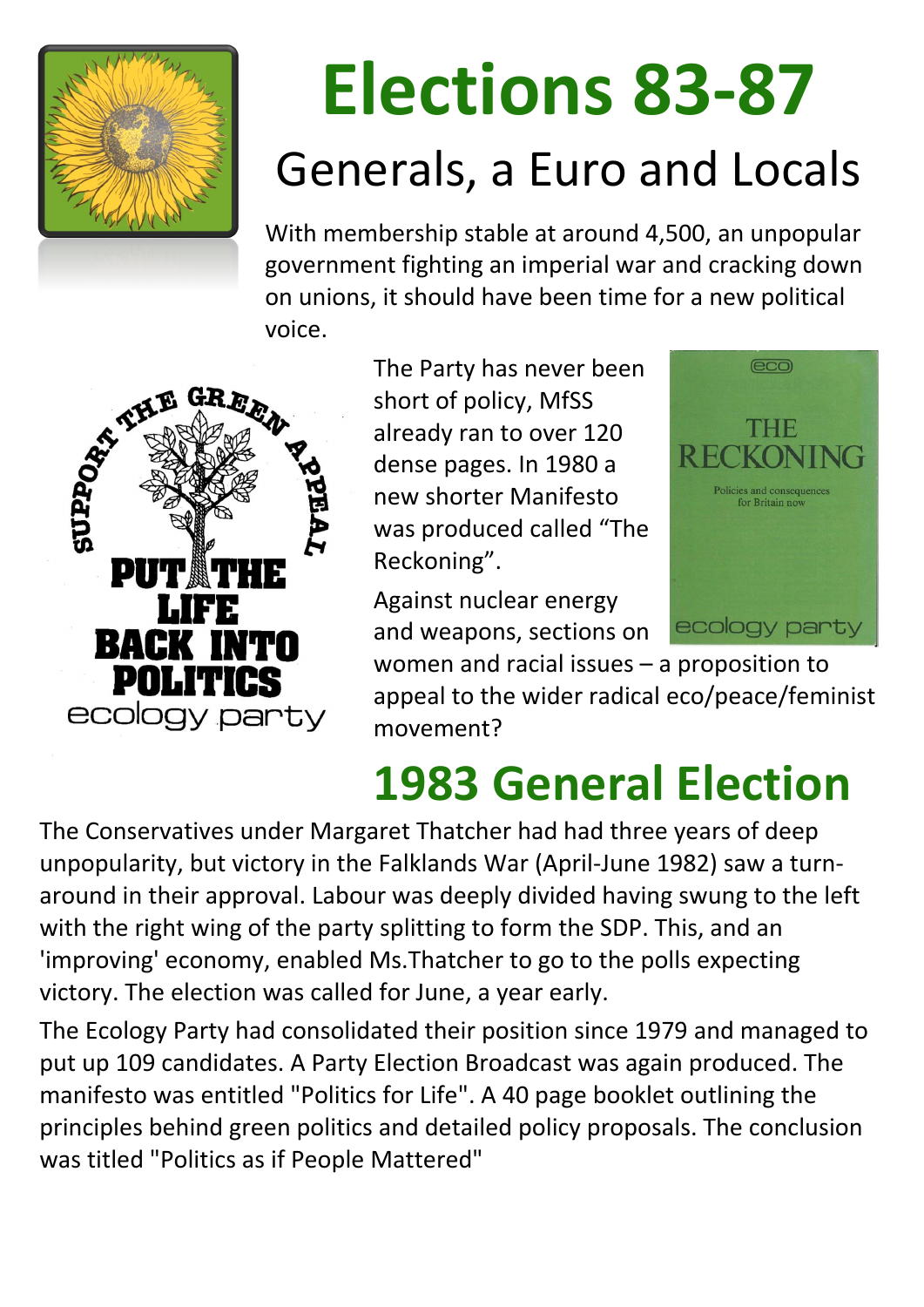# Elections 83-87

## Generals, a Euro and Locals

With membership stable at around 4,500, an unpopular government fighting an imperial war and cracking down on unions, it should have been time for a new political voice.

The Party has never been short of policy, MfSS already ran to over 120 dense pages. In 1980 a new shorter Manifesto was produced called "The Reckoning".

Against nuclear energy and weapons, sections on women and racial issues – a proposition to appeal to the wider radical eco/peace/feminist movement?

## 1983 General Election

The Conservatives under Margaret Thatcher had had three years of deep unpopularity, but victory in the Falklands War (April-June 1982) saw a turn-around in their approval. Labour was deeply divided having swung to the left with the right wing of the party splitting to form the SDP. This, and an 'improving' economy, enabled Ms.Thatcher to go to the polls expecting victory. The election was called for June, a year early.

The Ecology Party had consolidated their position since 1979 and managed to put up 109 candidates. A Party Election Broadcast was again produced. The manifesto was entitled "Politics for Life". A 40 page booklet outlining the principles behind green politics and detailed policy proposals. The conclusion was titled "Politics as if People Mattered"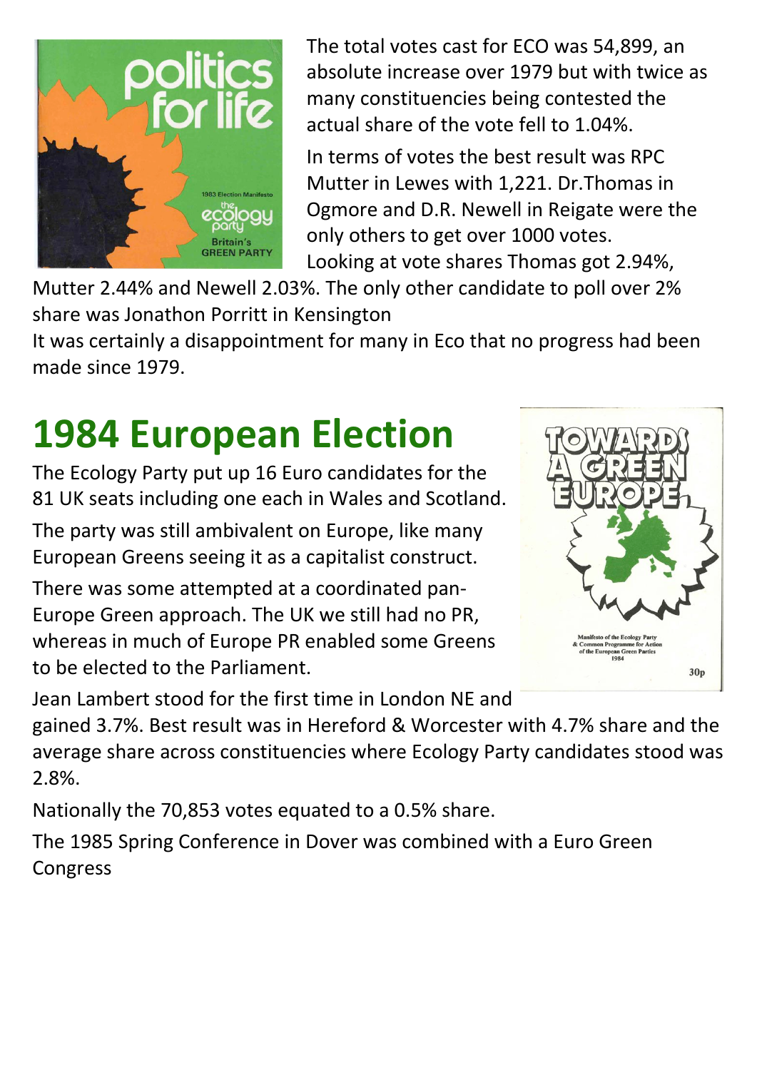The total votes cast for ECO was 54,899, an absolute increase over 1979 but with twice as many constituencies being contested the actual share of the vote fell to 1.04%.

In terms of votes the best result was RPC Mutter in Lewes with 1,221. Dr.Thomas in Ogmore and D.R. Newell in Reigate were the only others to get over 1000 votes. Looking at vote shares Thomas got 2.94%, Mutter 2.44% and Newell 2.03%. The only other candidate to poll over 2% share was Jonathon Porritt in Kensington

It was certainly a disappointment for many in Eco that no progress had been made since 1979.

# 1984 European Election

The Ecology Party put up 16 Euro candidates for the 81 UK seats including one each in Wales and Scotland.

The party was still ambivalent on Europe, like many European Greens seeing it as a capitalist construct.

There was some attempted at a coordinated pan-Europe Green approach. The UK we still had no PR, whereas in much of Europe PR enabled some Greens to be elected to the Parliament.

Jean Lambert stood for the first time in London NE and gained 3.7%. Best result was in Hereford & Worcester with 4.7% share and the average share across constituencies where Ecology Party candidates stood was 2.8%.

Nationally the 70,853 votes equated to a 0.5% share.

The 1985 Spring Conference in Dover was combined with a Euro Green Congress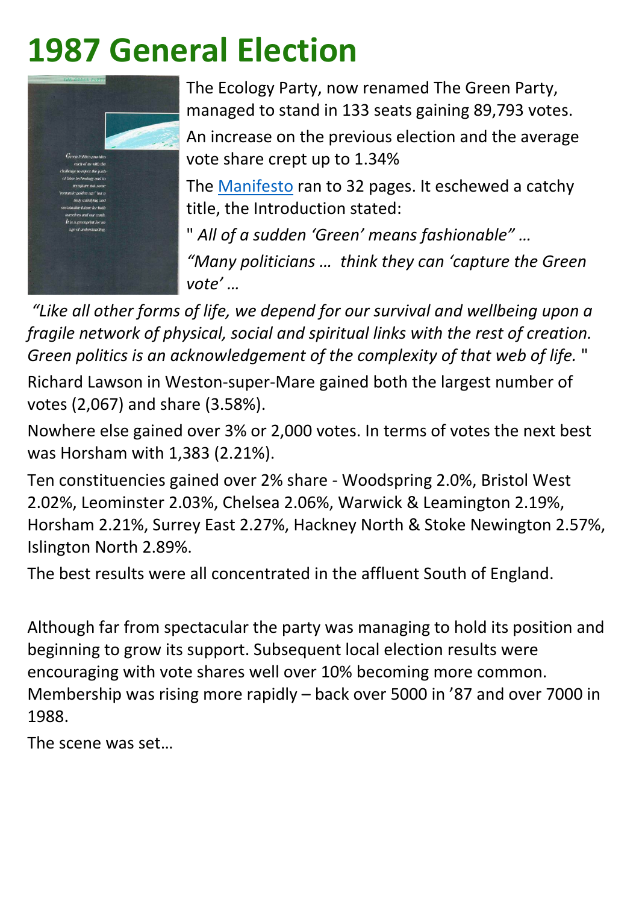# 1987 General Election

The Ecology Party, now renamed The Green Party, managed to stand in 133 seats gaining 89,793 votes.

An increase on the previous election and the average vote share crept up to 1.34%

The Manifesto ran to 32 pages. It eschewed a catchy title, the Introduction stated:

" *All of a sudden 'Green' means fashionable" …*

*"Many politicians … think they can 'capture the Green vote' …*

*"Like all other forms of life, we depend for our survival and wellbeing upon a fragile network of physical, social and spiritual links with the rest of creation. Green politics is an acknowledgement of the complexity of that web of life.* "

Richard Lawson in Weston-super-Mare gained both the largest number of votes (2,067) and share (3.58%).

Nowhere else gained over 3% or 2,000 votes. In terms of votes the next best was Horsham with 1,383 (2.21%).

Ten constituencies gained over 2% share - Woodspring 2.0%, Bristol West 2.02%, Leominster 2.03%, Chelsea 2.06%, Warwick & Leamington 2.19%, Horsham 2.21%, Surrey East 2.27%, Hackney North & Stoke Newington 2.57%, Islington North 2.89%.

The best results were all concentrated in the affluent South of England.

Although far from spectacular the party was managing to hold its position and beginning to grow its support. Subsequent local election results were encouraging with vote shares well over 10% becoming more common. Membership was rising more rapidly – back over 5000 in '87 and over 7000 in 1988.

The scene was set…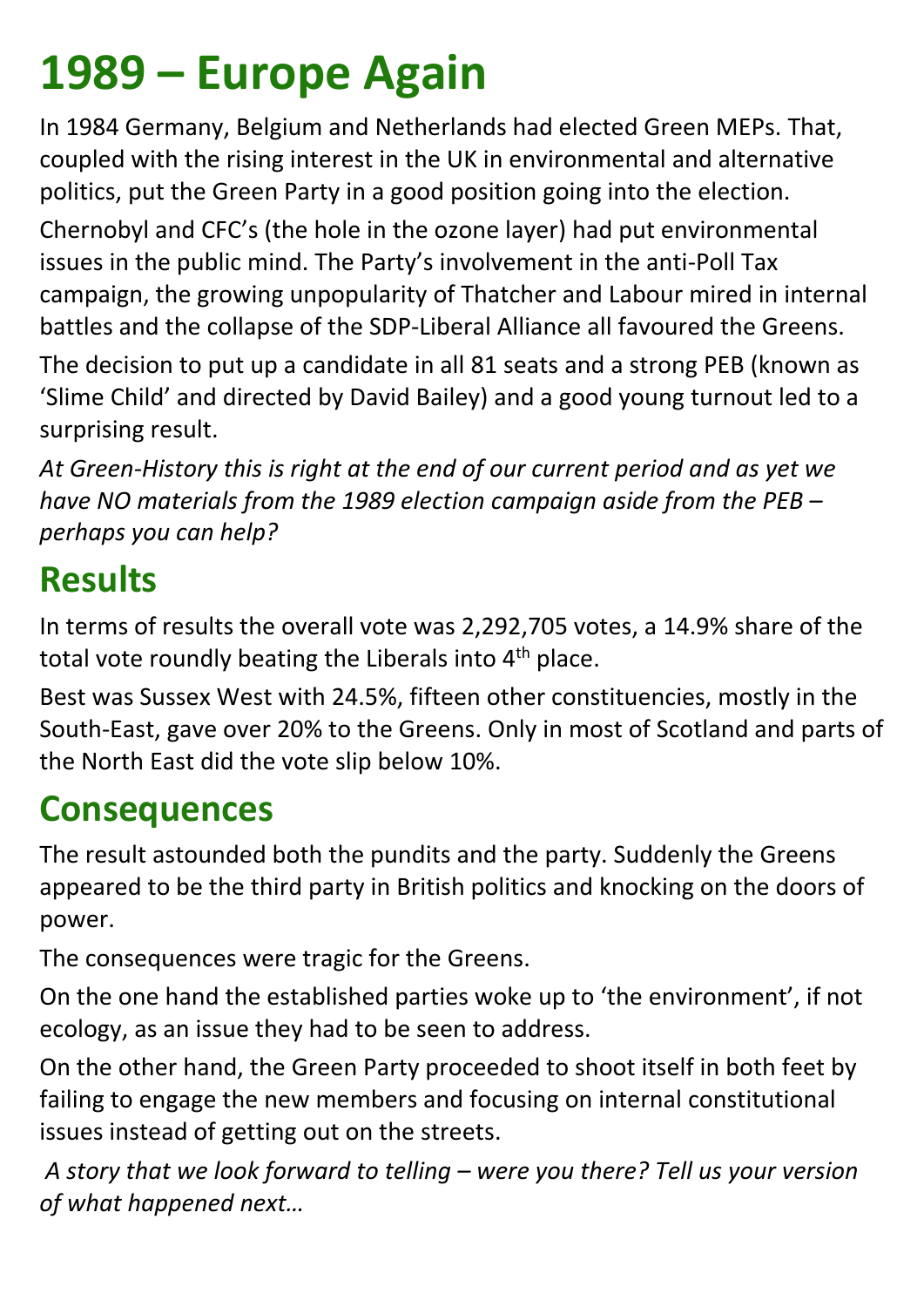# 1989 – Europe Again

In 1984 Germany, Belgium and Netherlands had elected Green MEPs. That, coupled with the rising interest in the UK in environmental and alternative politics, put the Green Party in a good position going into the election.

Chernobyl and CFC's (the hole in the ozone layer) had put environmental issues in the public mind. The Party's involvement in the anti-Poll Tax campaign, the growing unpopularity of Thatcher and Labour mired in internal battles and the collapse of the SDP-Liberal Alliance all favoured the Greens.

The decision to put up a candidate in all 81 seats and a strong PEB (known as 'Slime Child' and directed by David Bailey) and a good young turnout led to a surprising result.

*At Green-History this is right at the end of our current period and as yet we have NO materials from the 1989 election campaign aside from the PEB – perhaps you can help?*

## Results

In terms of results the overall vote was 2,292,705 votes, a 14.9% share of the total vote roundly beating the Liberals into 4th place.

Best was Sussex West with 24.5%, fifteen other constituencies, mostly in the South-East, gave over 20% to the Greens. Only in most of Scotland and parts of the North East did the vote slip below 10%.

## Consequences

The result astounded both the pundits and the party. Suddenly the Greens appeared to be the third party in British politics and knocking on the doors of power.

The consequences were tragic for the Greens.

On the one hand the established parties woke up to 'the environment', if not ecology, as an issue they had to be seen to address.

On the other hand, the Green Party proceeded to shoot itself in both feet by failing to engage the new members and focusing on internal constitutional issues instead of getting out on the streets.

*A story that we look forward to telling – were you there? Tell us your version of what happened next…*